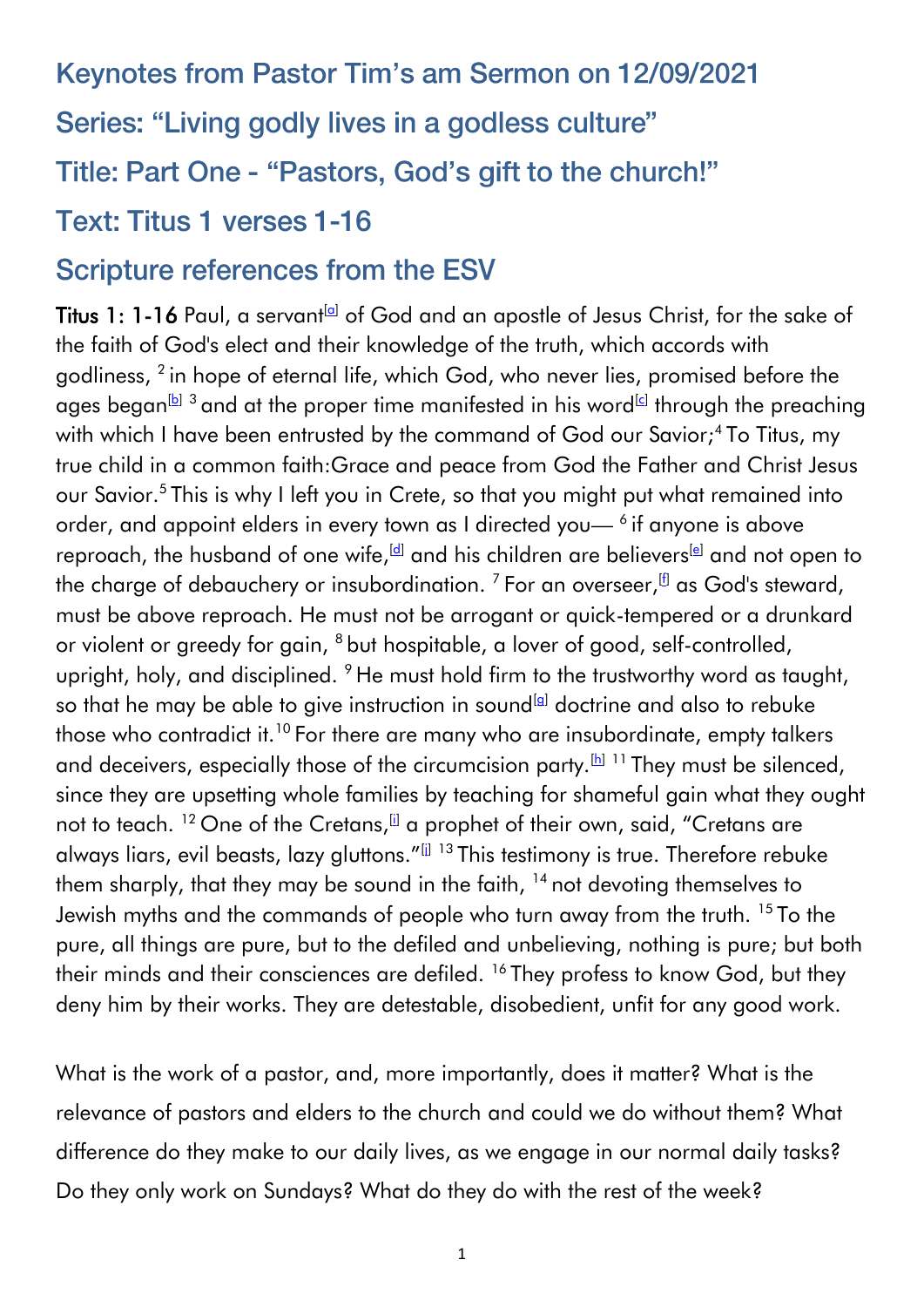## Keynotes from Pastor Tim's am Sermon on 12/09/2021

## Series: "Living godly lives in a godless culture"

## Title: Part One - "Pastors, God's gift to the church!"

## Text: Titus 1 verses 1-16

## Scripture references from the ESV

**Titus 1: 1-16** Paul, a servant[a] of God and an apostle of Jesus Christ, for the sake of the faith of God's elect and their knowledge of the truth, which accords with godliness, [2] in hope of eternal life, which God, who never lies, promised before the ages began[b] [3] and at the proper time manifested in his word[c] through the preaching with which I have been entrusted by the command of God our Savior;[4] To Titus, my true child in a common faith:Grace and peace from God the Father and Christ Jesus our Savior.[5] This is why I left you in Crete, so that you might put what remained into order, and appoint elders in every town as I directed you— [6] if anyone is above reproach, the husband of one wife,[d] and his children are believers[e] and not open to the charge of debauchery or insubordination. [7] For an overseer,[f] as God's steward, must be above reproach. He must not be arrogant or quick-tempered or a drunkard or violent or greedy for gain, [8] but hospitable, a lover of good, self-controlled, upright, holy, and disciplined. [9] He must hold firm to the trustworthy word as taught, so that he may be able to give instruction in sound[g] doctrine and also to rebuke those who contradict it.[10] For there are many who are insubordinate, empty talkers and deceivers, especially those of the circumcision party.[h] [11] They must be silenced, since they are upsetting whole families by teaching for shameful gain what they ought not to teach. [12] One of the Cretans,[i] a prophet of their own, said, "Cretans are always liars, evil beasts, lazy gluttons."[j] [13] This testimony is true. Therefore rebuke them sharply, that they may be sound in the faith, [14] not devoting themselves to Jewish myths and the commands of people who turn away from the truth. [15] To the pure, all things are pure, but to the defiled and unbelieving, nothing is pure; but both their minds and their consciences are defiled. [16] They profess to know God, but they deny him by their works. They are detestable, disobedient, unfit for any good work.

What is the work of a pastor, and, more importantly, does it matter? What is the relevance of pastors and elders to the church and could we do without them? What difference do they make to our daily lives, as we engage in our normal daily tasks? Do they only work on Sundays? What do they do with the rest of the week?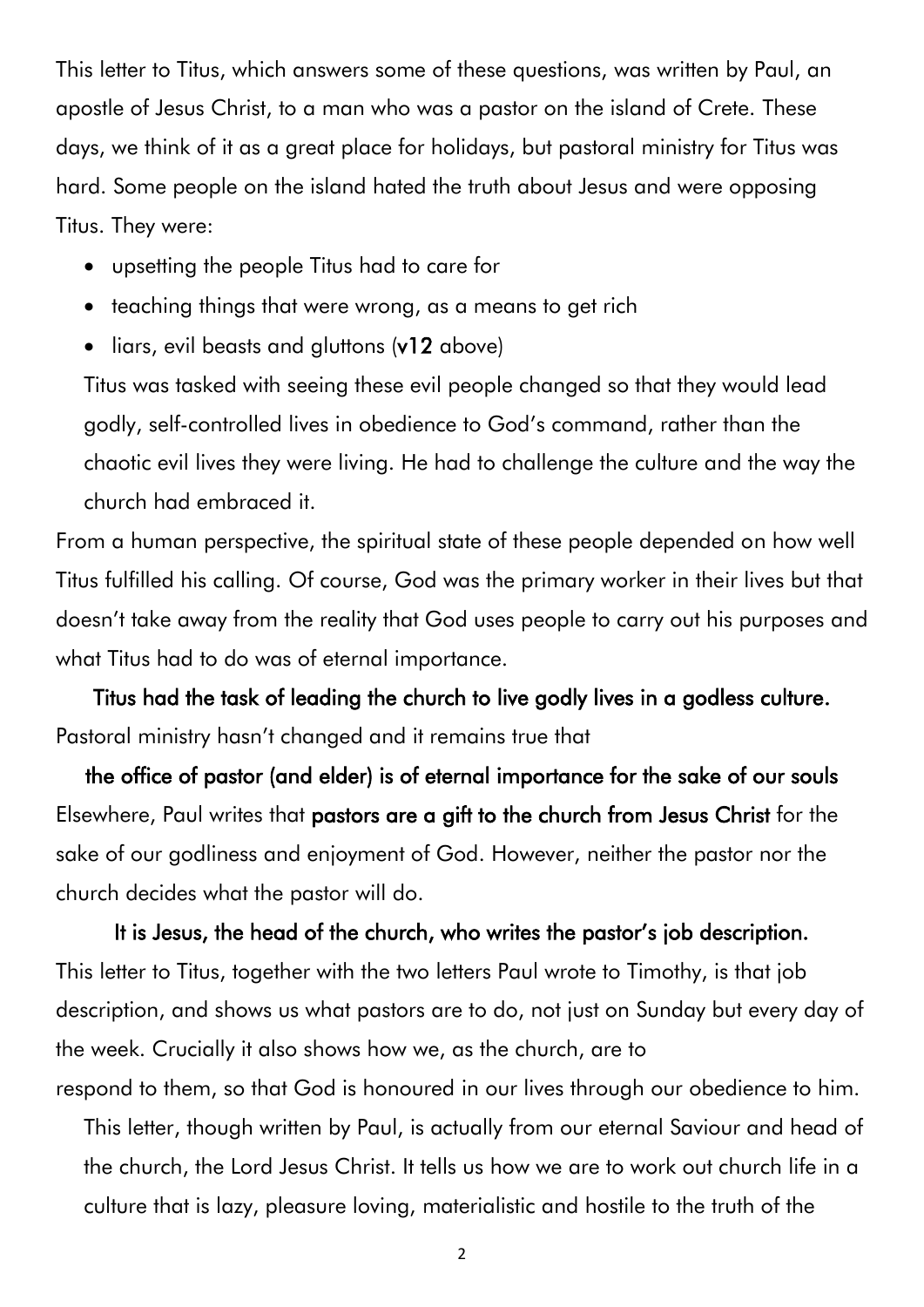This letter to Titus, which answers some of these questions, was written by Paul, an apostle of Jesus Christ, to a man who was a pastor on the island of Crete. These days, we think of it as a great place for holidays, but pastoral ministry for Titus was hard. Some people on the island hated the truth about Jesus and were opposing Titus. They were:

- upsetting the people Titus had to care for
- teaching things that were wrong, as a means to get rich
- liars, evil beasts and gluttons (**v12** above)

Titus was tasked with seeing these evil people changed so that they would lead godly, self-controlled lives in obedience to God's command, rather than the chaotic evil lives they were living. He had to challenge the culture and the way the church had embraced it.

From a human perspective, the spiritual state of these people depended on how well Titus fulfilled his calling. Of course, God was the primary worker in their lives but that doesn't take away from the reality that God uses people to carry out his purposes and what Titus had to do was of eternal importance.

**Titus had the task of leading the church to live godly lives in a godless culture.**

Pastoral ministry hasn't changed and it remains true that

**the office of pastor (and elder) is of eternal importance for the sake of our souls**

Elsewhere, Paul writes that **pastors are a gift to the church from Jesus Christ** for the sake of our godliness and enjoyment of God. However, neither the pastor nor the church decides what the pastor will do.

**It is Jesus, the head of the church, who writes the pastor's job description.**

This letter to Titus, together with the two letters Paul wrote to Timothy, is that job description, and shows us what pastors are to do, not just on Sunday but every day of the week. Crucially it also shows how we, as the church, are to respond to them, so that God is honoured in our lives through our obedience to him.

This letter, though written by Paul, is actually from our eternal Saviour and head of the church, the Lord Jesus Christ. It tells us how we are to work out church life in a culture that is lazy, pleasure loving, materialistic and hostile to the truth of the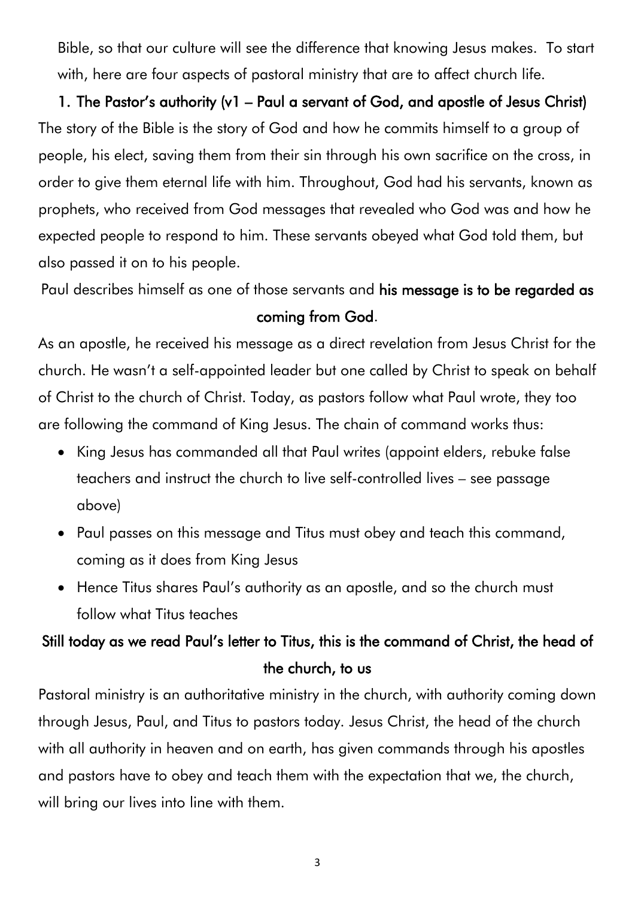Bible, so that our culture will see the difference that knowing Jesus makes. To start with, here are four aspects of pastoral ministry that are to affect church life.

### 1. The Pastor's authority (v1 – Paul a servant of God, and apostle of Jesus Christ)

The story of the Bible is the story of God and how he commits himself to a group of people, his elect, saving them from their sin through his own sacrifice on the cross, in order to give them eternal life with him. Throughout, God had his servants, known as prophets, who received from God messages that revealed who God was and how he expected people to respond to him. These servants obeyed what God told them, but also passed it on to his people.

Paul describes himself as one of those servants and **his message is to be regarded as coming from God**.

As an apostle, he received his message as a direct revelation from Jesus Christ for the church. He wasn't a self-appointed leader but one called by Christ to speak on behalf of Christ to the church of Christ. Today, as pastors follow what Paul wrote, they too are following the command of King Jesus. The chain of command works thus:

- King Jesus has commanded all that Paul writes (appoint elders, rebuke false teachers and instruct the church to live self-controlled lives – see passage above)
- Paul passes on this message and Titus must obey and teach this command, coming as it does from King Jesus
- Hence Titus shares Paul's authority as an apostle, and so the church must follow what Titus teaches

**Still today as we read Paul's letter to Titus, this is the command of Christ, the head of the church, to us**

Pastoral ministry is an authoritative ministry in the church, with authority coming down through Jesus, Paul, and Titus to pastors today. Jesus Christ, the head of the church with all authority in heaven and on earth, has given commands through his apostles and pastors have to obey and teach them with the expectation that we, the church, will bring our lives into line with them.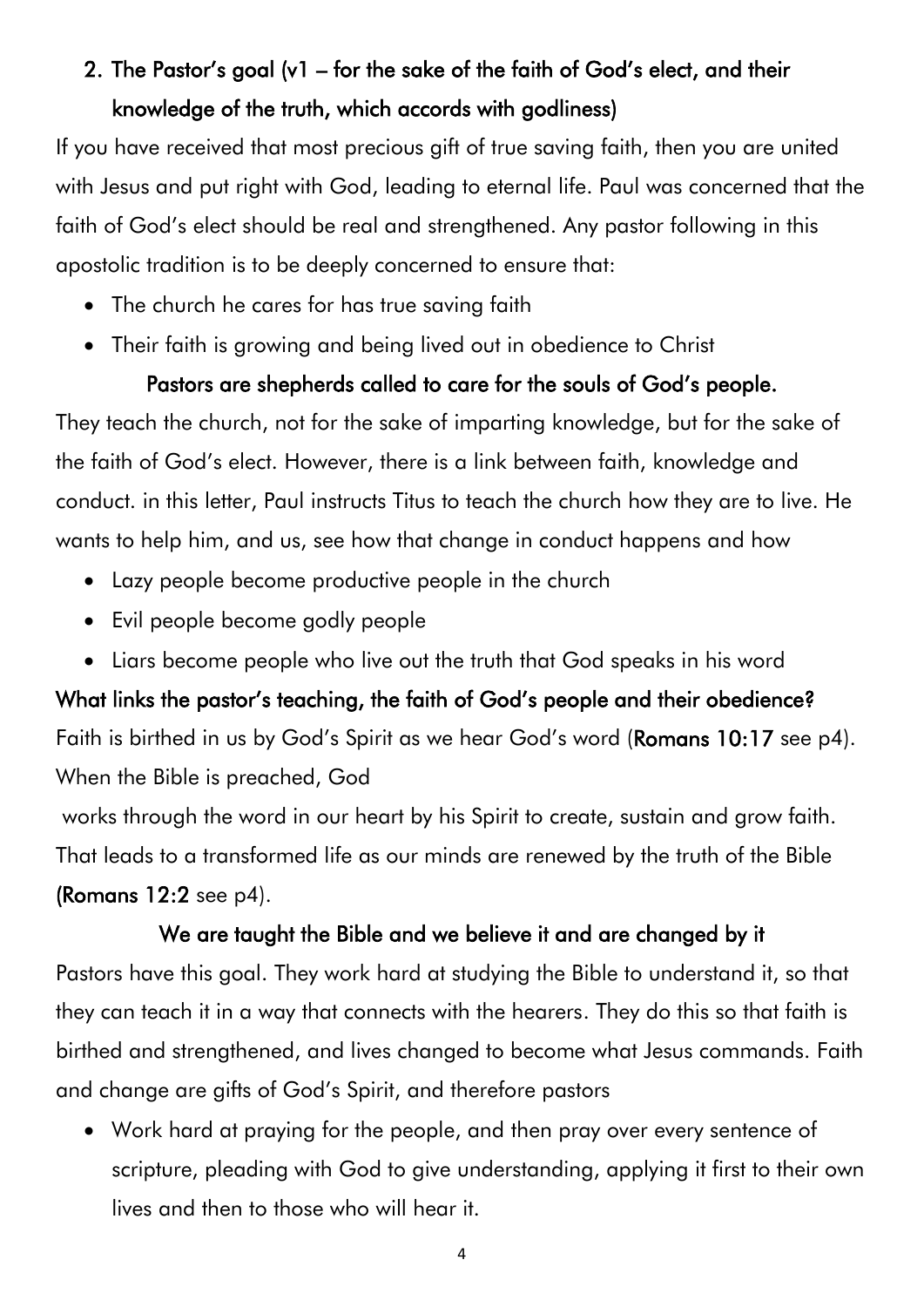## 2. The Pastor's goal (v1 – for the sake of the faith of God's elect, and their knowledge of the truth, which accords with godliness)

If you have received that most precious gift of true saving faith, then you are united with Jesus and put right with God, leading to eternal life. Paul was concerned that the faith of God's elect should be real and strengthened. Any pastor following in this apostolic tradition is to be deeply concerned to ensure that:

- The church he cares for has true saving faith
- Their faith is growing and being lived out in obedience to Christ

**Pastors are shepherds called to care for the souls of God's people.**

They teach the church, not for the sake of imparting knowledge, but for the sake of the faith of God's elect. However, there is a link between faith, knowledge and conduct. in this letter, Paul instructs Titus to teach the church how they are to live. He wants to help him, and us, see how that change in conduct happens and how

- Lazy people become productive people in the church
- Evil people become godly people
- Liars become people who live out the truth that God speaks in his word

**What links the pastor's teaching, the faith of God's people and their obedience?**

Faith is birthed in us by God's Spirit as we hear God's word (**Romans 10:17** see p4). When the Bible is preached, God works through the word in our heart by his Spirit to create, sustain and grow faith. That leads to a transformed life as our minds are renewed by the truth of the Bible (**Romans 12:2** see p4).

**We are taught the Bible and we believe it and are changed by it**

Pastors have this goal. They work hard at studying the Bible to understand it, so that they can teach it in a way that connects with the hearers. They do this so that faith is birthed and strengthened, and lives changed to become what Jesus commands. Faith and change are gifts of God's Spirit, and therefore pastors

- Work hard at praying for the people, and then pray over every sentence of scripture, pleading with God to give understanding, applying it first to their own lives and then to those who will hear it.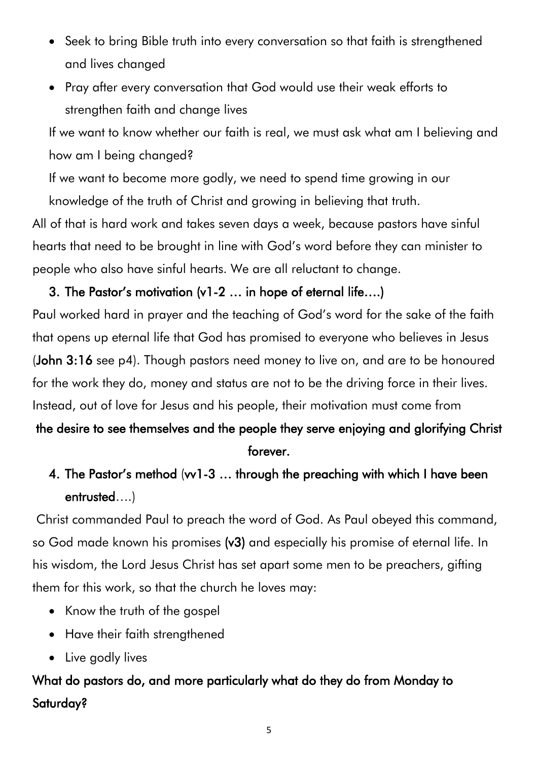- Seek to bring Bible truth into every conversation so that faith is strengthened and lives changed
- Pray after every conversation that God would use their weak efforts to strengthen faith and change lives

If we want to know whether our faith is real, we must ask what am I believing and how am I being changed?

If we want to become more godly, we need to spend time growing in our knowledge of the truth of Christ and growing in believing that truth.

All of that is hard work and takes seven days a week, because pastors have sinful hearts that need to be brought in line with God's word before they can minister to people who also have sinful hearts. We are all reluctant to change.

**3. The Pastor's motivation (v1-2 … in hope of eternal life….)**

Paul worked hard in prayer and the teaching of God's word for the sake of the faith that opens up eternal life that God has promised to everyone who believes in Jesus (**John 3:16** see p4). Though pastors need money to live on, and are to be honoured for the work they do, money and status are not to be the driving force in their lives. Instead, out of love for Jesus and his people, their motivation must come from

**the desire to see themselves and the people they serve enjoying and glorifying Christ forever.**

**4. The Pastor's method** (**vv1-3 … through the preaching with which I have been entrusted**….)

Christ commanded Paul to preach the word of God. As Paul obeyed this command, so God made known his promises **(v3)** and especially his promise of eternal life. In his wisdom, the Lord Jesus Christ has set apart some men to be preachers, gifting them for this work, so that the church he loves may:

- Know the truth of the gospel
- Have their faith strengthened
- Live godly lives

**What do pastors do, and more particularly what do they do from Monday to Saturday?**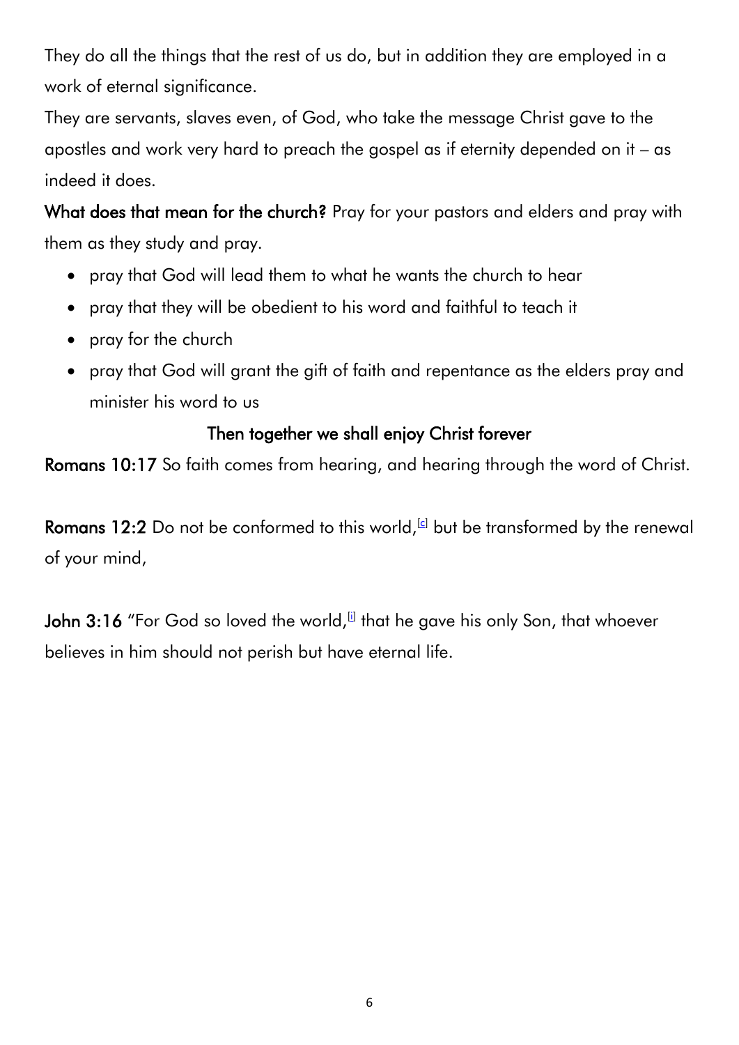They do all the things that the rest of us do, but in addition they are employed in a work of eternal significance.

They are servants, slaves even, of God, who take the message Christ gave to the apostles and work very hard to preach the gospel as if eternity depended on it – as indeed it does.

**What does that mean for the church?** Pray for your pastors and elders and pray with them as they study and pray.

- pray that God will lead them to what he wants the church to hear
- pray that they will be obedient to his word and faithful to teach it
- pray for the church
- pray that God will grant the gift of faith and repentance as the elders pray and minister his word to us

**Then together we shall enjoy Christ forever**

**Romans 10:17** So faith comes from hearing, and hearing through the word of Christ.

**Romans 12:2** Do not be conformed to this world,[c] but be transformed by the renewal of your mind,

**John 3:16** "For God so loved the world,[i] that he gave his only Son, that whoever believes in him should not perish but have eternal life.